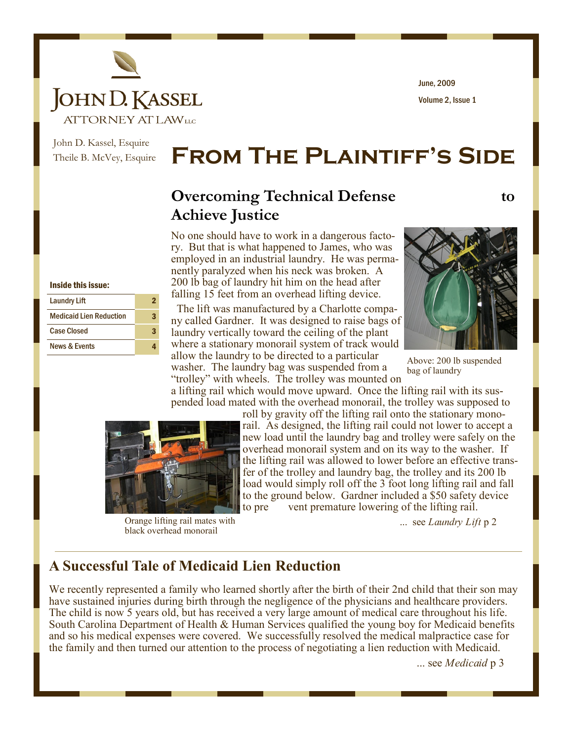# John D. Kassel

ATTORNEY AT LAW LLC

June, 2009

John D. Kassel, Esquire
Theile B. McVey, Esquire

# From The Plaintiff's Side

**Inside this issue:**

| | |
|---|---|
| Laundry Lift | 2 |
| Medicaid Lien Reduction | 3 |
| Case Closed | 3 |
| News & Events | 4 |

## Overcoming Technical Defense to Achieve Justice

No one should have to work in a dangerous factory. But that is what happened to James, who was employed in an industrial laundry. He was permanently paralyzed when his neck was broken. A 200 lb bag of laundry hit him on the head after falling 15 feet from an overhead lifting device.

The lift was manufactured by a Charlotte company called Gardner. It was designed to raise bags of laundry vertically toward the ceiling of the plant where a stationary monorail system of track would allow the laundry to be directed to a particular washer. The laundry bag was suspended from a "trolley" with wheels. The trolley was mounted on a lifting rail which would move upward. Once the lifting rail with its suspended load mated with the overhead monorail, the trolley was supposed to roll by gravity off the lifting rail onto the stationary monorail. As designed, the lifting rail could not lower to accept a new load until the laundry bag and trolley were safely on the overhead monorail system and on its way to the washer. If the lifting rail was allowed to lower before an effective transfer of the trolley and laundry bag, the trolley and its 200 lb load would simply roll off the 3 foot long lifting rail and fall to the ground below. Gardner included a $50 safety device to prevent premature lowering of the lifting rail.

Above: 200 lb suspended bag of laundry

Orange lifting rail mates with black overhead monorail

... see *Laundry Lift* p 2

## A Successful Tale of Medicaid Lien Reduction

We recently represented a family who learned shortly after the birth of their 2nd child that their son may have sustained injuries during birth through the negligence of the physicians and healthcare providers. The child is now 5 years old, but has received a very large amount of medical care throughout his life. South Carolina Department of Health & Human Services qualified the young boy for Medicaid benefits and so his medical expenses were covered. We successfully resolved the medical malpractice case for the family and then turned our attention to the process of negotiating a lien reduction with Medicaid.

... see *Medicaid* p 3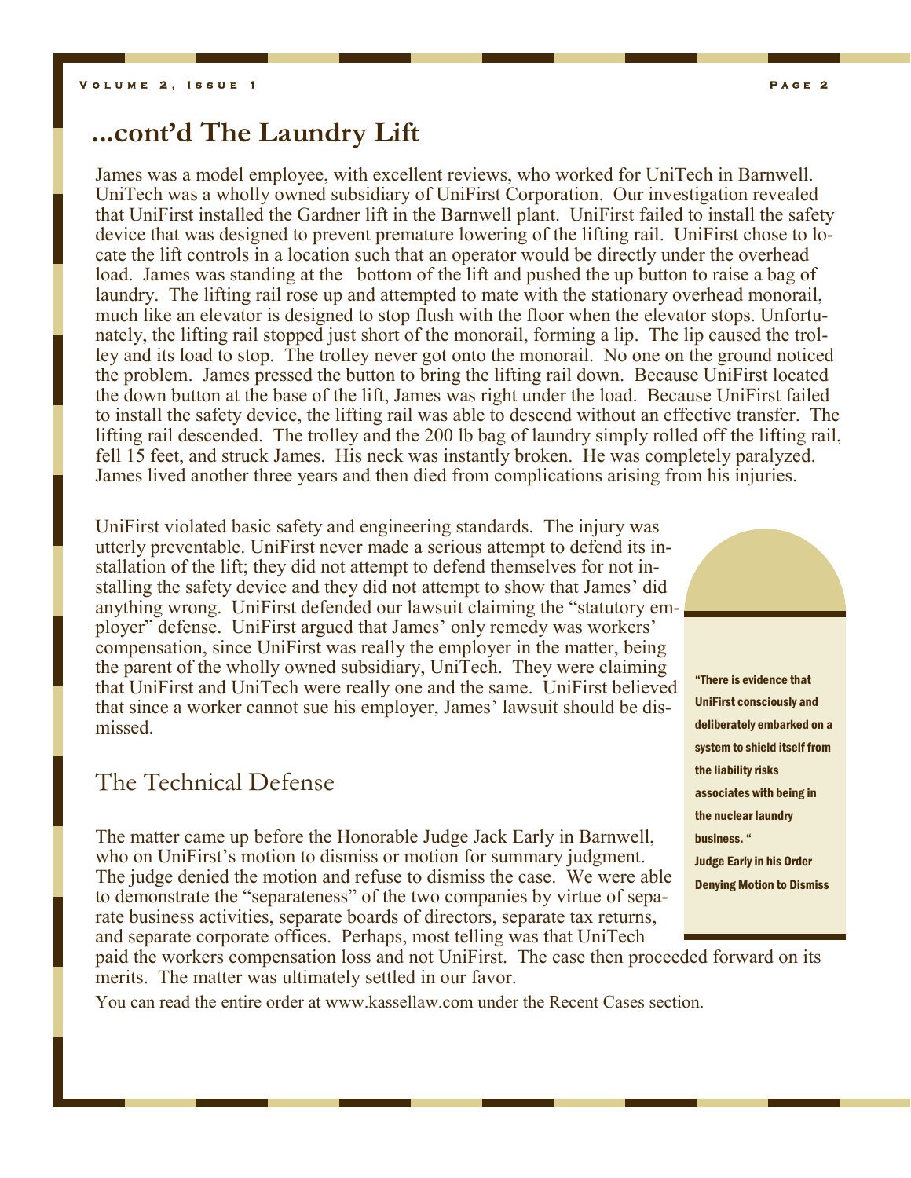## ...cont'd The Laundry Lift

James was a model employee, with excellent reviews, who worked for UniTech in Barnwell. UniTech was a wholly owned subsidiary of UniFirst Corporation. Our investigation revealed that UniFirst installed the Gardner lift in the Barnwell plant. UniFirst failed to install the safety device that was designed to prevent premature lowering of the lifting rail. UniFirst chose to locate the lift controls in a location such that an operator would be directly under the overhead load. James was standing at the bottom of the lift and pushed the up button to raise a bag of laundry. The lifting rail rose up and attempted to mate with the stationary overhead monorail, much like an elevator is designed to stop flush with the floor when the elevator stops. Unfortunately, the lifting rail stopped just short of the monorail, forming a lip. The lip caused the trolley and its load to stop. The trolley never got onto the monorail. No one on the ground noticed the problem. James pressed the button to bring the lifting rail down. Because UniFirst located the down button at the base of the lift, James was right under the load. Because UniFirst failed to install the safety device, the lifting rail was able to descend without an effective transfer. The lifting rail descended. The trolley and the 200 lb bag of laundry simply rolled off the lifting rail, fell 15 feet, and struck James. His neck was instantly broken. He was completely paralyzed. James lived another three years and then died from complications arising from his injuries.

UniFirst violated basic safety and engineering standards. The injury was utterly preventable. UniFirst never made a serious attempt to defend its installation of the lift; they did not attempt to defend themselves for not installing the safety device and they did not attempt to show that James' did anything wrong. UniFirst defended our lawsuit claiming the "statutory employer" defense. UniFirst argued that James' only remedy was workers' compensation, since UniFirst was really the employer in the matter, being the parent of the wholly owned subsidiary, UniTech. They were claiming that UniFirst and UniTech were really one and the same. UniFirst believed that since a worker cannot sue his employer, James' lawsuit should be dismissed.

> **"There is evidence that UniFirst consciously and deliberately embarked on a system to shield itself from the liability risks associates with being in the nuclear laundry business."**
> **Judge Early in his Order Denying Motion to Dismiss**

### The Technical Defense

The matter came up before the Honorable Judge Jack Early in Barnwell, who on UniFirst's motion to dismiss or motion for summary judgment. The judge denied the motion and refuse to dismiss the case. We were able to demonstrate the "separateness" of the two companies by virtue of separate business activities, separate boards of directors, separate tax returns, and separate corporate offices. Perhaps, most telling was that UniTech paid the workers compensation loss and not UniFirst. The case then proceeded forward on its merits. The matter was ultimately settled in our favor.

You can read the entire order at www.kassellaw.com under the Recent Cases section.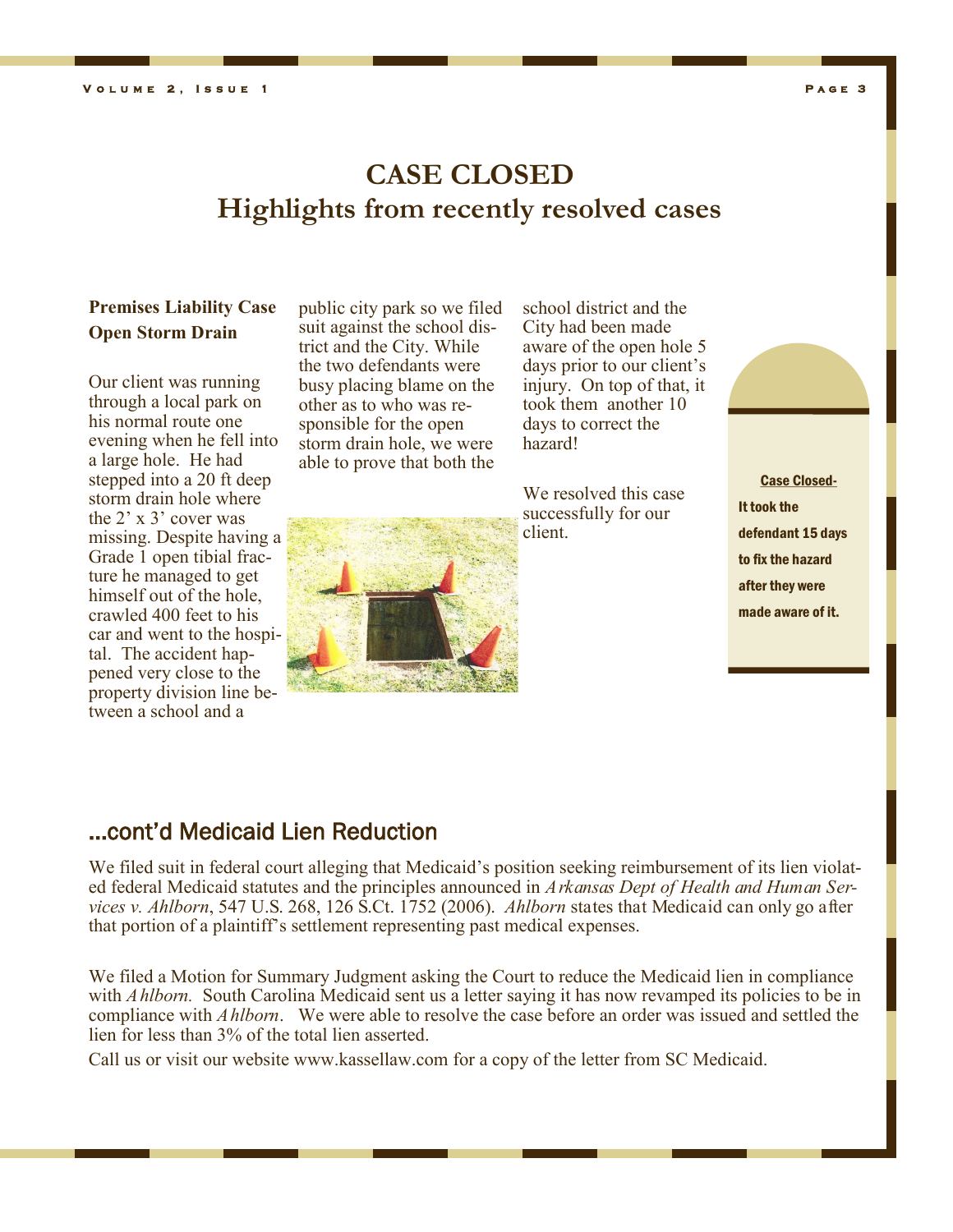# CASE CLOSED
## Highlights from recently resolved cases

**Premises Liability Case**
**Open Storm Drain**

Our client was running through a local park on his normal route one evening when he fell into a large hole. He had stepped into a 20 ft deep storm drain hole where the 2' x 3' cover was missing. Despite having a Grade 1 open tibial fracture he managed to get himself out of the hole, crawled 400 feet to his car and went to the hospital. The accident happened very close to the property division line between a school and a public city park so we filed suit against the school district and the City. While the two defendants were busy placing blame on the other as to who was responsible for the open storm drain hole, we were able to prove that both the school district and the City had been made aware of the open hole 5 days prior to our client's injury. On top of that, it took them another 10 days to correct the hazard!

We resolved this case successfully for our client.

**Case Closed-**
**It took the defendant 15 days to fix the hazard after they were made aware of it.**

## ...cont'd Medicaid Lien Reduction

We filed suit in federal court alleging that Medicaid's position seeking reimbursement of its lien violated federal Medicaid statutes and the principles announced in *Arkansas Dept of Health and Human Services v. Ahlborn*, 547 U.S. 268, 126 S.Ct. 1752 (2006). *Ahlborn* states that Medicaid can only go after that portion of a plaintiff's settlement representing past medical expenses.

We filed a Motion for Summary Judgment asking the Court to reduce the Medicaid lien in compliance with *Ahlborn.* South Carolina Medicaid sent us a letter saying it has now revamped its policies to be in compliance with *Ahlborn*. We were able to resolve the case before an order was issued and settled the lien for less than 3% of the total lien asserted.

Call us or visit our website www.kassellaw.com for a copy of the letter from SC Medicaid.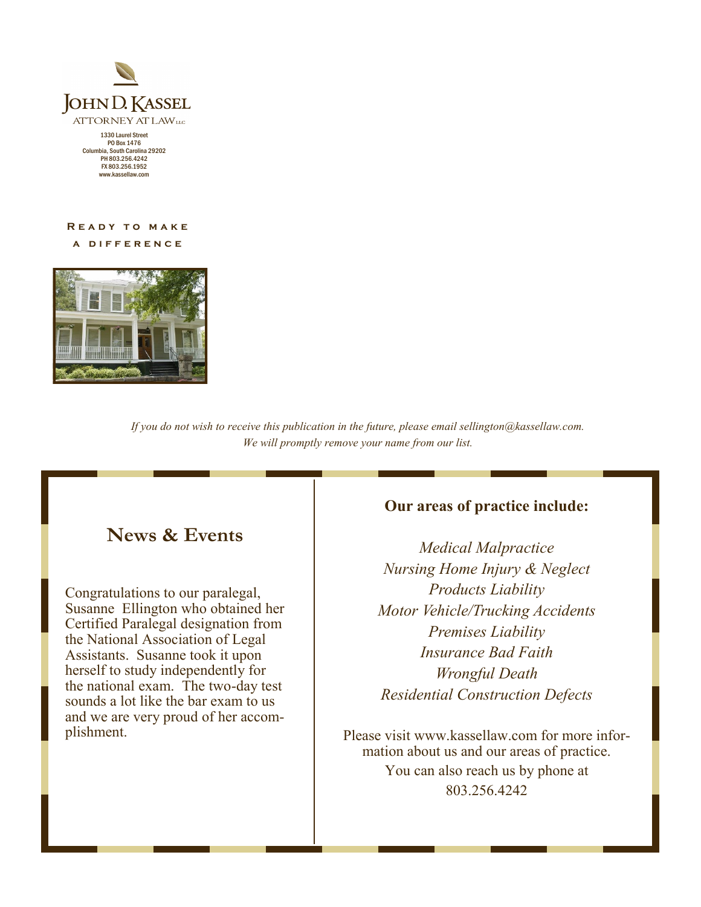JOHN D. KASSEL
ATTORNEY AT LAW LLC

1330 Laurel Street
PO Box 1476
Columbia, South Carolina 29202
PH 803.256.4242
FX 803.256.1952
www.kassellaw.com

READY TO MAKE A DIFFERENCE

*If you do not wish to receive this publication in the future, please email sellington@kassellaw.com. We will promptly remove your name from our list.*

## News & Events

Congratulations to our paralegal, Susanne Ellington who obtained her Certified Paralegal designation from the National Association of Legal Assistants. Susanne took it upon herself to study independently for the national exam. The two-day test sounds a lot like the bar exam to us and we are very proud of her accomplishment.

**Our areas of practice include:**

*Medical Malpractice*
*Nursing Home Injury & Neglect*
*Products Liability*
*Motor Vehicle/Trucking Accidents*
*Premises Liability*
*Insurance Bad Faith*
*Wrongful Death*
*Residential Construction Defects*

Please visit www.kassellaw.com for more information about us and our areas of practice. You can also reach us by phone at 803.256.4242